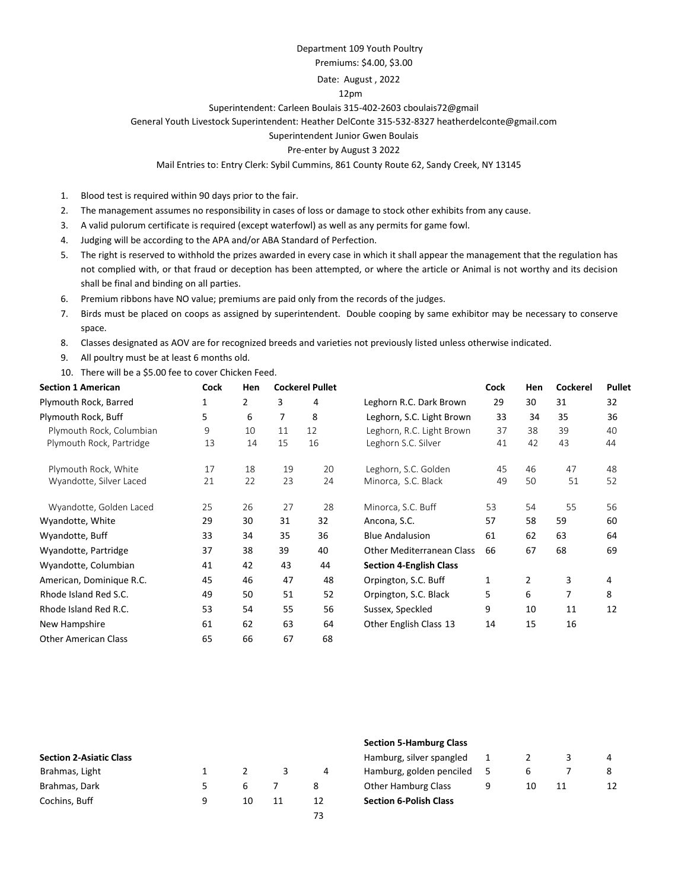Department 109 Youth Poultry

Premiums: $4.00, $3.00

Date: August , 2022

12pm

Superintendent: Carleen Boulais 315-402-2603 cboulais72@gmail

General Youth Livestock Superintendent: Heather DelConte 315-532-8327 heatherdelconte@gmail.com

Superintendent Junior Gwen Boulais

Pre-enter by August 3 2022

Mail Entries to: Entry Clerk: Sybil Cummins, 861 County Route 62, Sandy Creek, NY 13145

1. Blood test is required within 90 days prior to the fair.
2. The management assumes no responsibility in cases of loss or damage to stock other exhibits from any cause.
3. A valid pulorum certificate is required (except waterfowl) as well as any permits for game fowl.
4. Judging will be according to the APA and/or ABA Standard of Perfection.
5. The right is reserved to withhold the prizes awarded in every case in which it shall appear the management that the regulation has not complied with, or that fraud or deception has been attempted, or where the article or Animal is not worthy and its decision shall be final and binding on all parties.
6. Premium ribbons have NO value; premiums are paid only from the records of the judges.
7. Birds must be placed on coops as assigned by superintendent. Double cooping by same exhibitor may be necessary to conserve space.
8. Classes designated as AOV are for recognized breeds and varieties not previously listed unless otherwise indicated.
9. All poultry must be at least 6 months old.
10. There will be a $5.00 fee to cover Chicken Feed.

| **Section 1 American** | **Cock** | **Hen** | **Cockerel** | **Pullet** |
|---|---|---|---|---|
| Plymouth Rock, Barred | 1 | 2 | 3 | 4 |
| Plymouth Rock, Buff | 5 | 6 | 7 | 8 |
| Plymouth Rock, Columbian | 9 | 10 | 11 | 12 |
| Plymouth Rock, Partridge | 13 | 14 | 15 | 16 |
| Plymouth Rock, White | 17 | 18 | 19 | 20 |
| Wyandotte, Silver Laced | 21 | 22 | 23 | 24 |
| Wyandotte, Golden Laced | 25 | 26 | 27 | 28 |
| Wyandotte, White | 29 | 30 | 31 | 32 |
| Wyandotte, Buff | 33 | 34 | 35 | 36 |
| Wyandotte, Partridge | 37 | 38 | 39 | 40 |
| Wyandotte, Columbian | 41 | 42 | 43 | 44 |
| American, Dominique R.C. | 45 | 46 | 47 | 48 |
| Rhode Island Red S.C. | 49 | 50 | 51 | 52 |
| Rhode Island Red R.C. | 53 | 54 | 55 | 56 |
| New Hampshire | 61 | 62 | 63 | 64 |
| Other American Class | 65 | 66 | 67 | 68 |

| | **Cock** | **Hen** | **Cockerel** | **Pullet** |
|---|---|---|---|---|
| Leghorn R.C. Dark Brown | 29 | 30 | 31 | 32 |
| Leghorn, S.C. Light Brown | 33 | 34 | 35 | 36 |
| Leghorn, R.C. Light Brown | 37 | 38 | 39 | 40 |
| Leghorn S.C. Silver | 41 | 42 | 43 | 44 |
| Leghorn, S.C. Golden | 45 | 46 | 47 | 48 |
| Minorca, S.C. Black | 49 | 50 | 51 | 52 |
| Minorca, S.C. Buff | 53 | 54 | 55 | 56 |
| Ancona, S.C. | 57 | 58 | 59 | 60 |
| Blue Andalusion | 61 | 62 | 63 | 64 |
| Other Mediterranean Class | 66 | 67 | 68 | 69 |
| **Section 4-English Class** | | | | |
| Orpington, S.C. Buff | 1 | 2 | 3 | 4 |
| Orpington, S.C. Black | 5 | 6 | 7 | 8 |
| Sussex, Speckled | 9 | 10 | 11 | 12 |
| Other English Class 13 | 14 | 15 | 16 | |

| **Section 2-Asiatic Class** | | | | |
|---|---|---|---|---|
| Brahmas, Light | 1 | 2 | 3 | 4 |
| Brahmas, Dark | 5 | 6 | 7 | 8 |
| Cochins, Buff | 9 | 10 | 11 | 12 |

| **Section 5-Hamburg Class** | | | | |
|---|---|---|---|---|
| Hamburg, silver spangled | 1 | 2 | 3 | 4 |
| Hamburg, golden penciled | 5 | 6 | 7 | 8 |
| Other Hamburg Class | 9 | 10 | 11 | 12 |

**Section 6-Polish Class**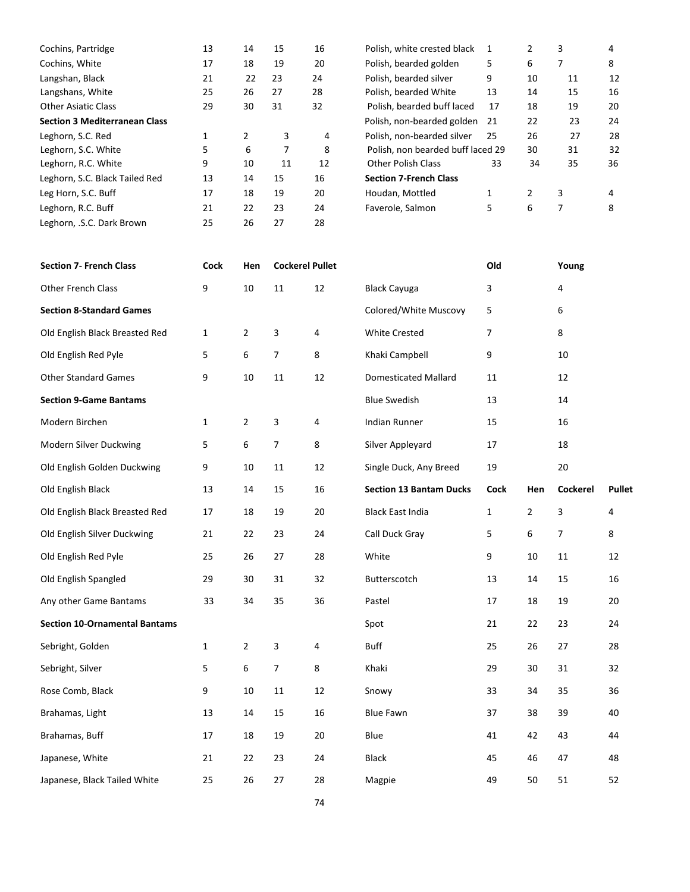| | | | | |
|---|---|---|---|---|
| Cochins, Partridge | 13 | 14 | 15 | 16 |
| Cochins, White | 17 | 18 | 19 | 20 |
| Langshan, Black | 21 | 22 | 23 | 24 |
| Langshans, White | 25 | 26 | 27 | 28 |
| Other Asiatic Class | 29 | 30 | 31 | 32 |
| **Section 3 Mediterranean Class** | | | | |
| Leghorn, S.C. Red | 1 | 2 | 3 | 4 |
| Leghorn, S.C. White | 5 | 6 | 7 | 8 |
| Leghorn, R.C. White | 9 | 10 | 11 | 12 |
| Leghorn, S.C. Black Tailed Red | 13 | 14 | 15 | 16 |
| Leg Horn, S.C. Buff | 17 | 18 | 19 | 20 |
| Leghorn, R.C. Buff | 21 | 22 | 23 | 24 |
| Leghorn, .S.C. Dark Brown | 25 | 26 | 27 | 28 |

| | | | | |
|---|---|---|---|---|
| Polish, white crested black | 1 | 2 | 3 | 4 |
| Polish, bearded golden | 5 | 6 | 7 | 8 |
| Polish, bearded silver | 9 | 10 | 11 | 12 |
| Polish, bearded White | 13 | 14 | 15 | 16 |
| Polish, bearded buff laced | 17 | 18 | 19 | 20 |
| Polish, non-bearded golden | 21 | 22 | 23 | 24 |
| Polish, non-bearded silver | 25 | 26 | 27 | 28 |
| Polish, non bearded buff laced | 29 | 30 | 31 | 32 |
| Other Polish Class | 33 | 34 | 35 | 36 |
| **Section 7-French Class** | | | | |
| Houdan, Mottled | 1 | 2 | 3 | 4 |
| Faverole, Salmon | 5 | 6 | 7 | 8 |

| Section 7- French Class | Cock | Hen | Cockerel | Pullet |
|---|---|---|---|---|
| Other French Class | 9 | 10 | 11 | 12 |
| **Section 8-Standard Games** | | | | |
| Old English Black Breasted Red | 1 | 2 | 3 | 4 |
| Old English Red Pyle | 5 | 6 | 7 | 8 |
| Other Standard Games | 9 | 10 | 11 | 12 |
| **Section 9-Game Bantams** | | | | |
| Modern Birchen | 1 | 2 | 3 | 4 |
| Modern Silver Duckwing | 5 | 6 | 7 | 8 |
| Old English Golden Duckwing | 9 | 10 | 11 | 12 |
| Old English Black | 13 | 14 | 15 | 16 |
| Old English Black Breasted Red | 17 | 18 | 19 | 20 |
| Old English Silver Duckwing | 21 | 22 | 23 | 24 |
| Old English Red Pyle | 25 | 26 | 27 | 28 |
| Old English Spangled | 29 | 30 | 31 | 32 |
| Any other Game Bantams | 33 | 34 | 35 | 36 |
| **Section 10-Ornamental Bantams** | | | | |
| Sebright, Golden | 1 | 2 | 3 | 4 |
| Sebright, Silver | 5 | 6 | 7 | 8 |
| Rose Comb, Black | 9 | 10 | 11 | 12 |
| Brahamas, Light | 13 | 14 | 15 | 16 |
| Brahamas, Buff | 17 | 18 | 19 | 20 |
| Japanese, White | 21 | 22 | 23 | 24 |
| Japanese, Black Tailed White | 25 | 26 | 27 | 28 |

| | Old | Young |
|---|---|---|
| Black Cayuga | 3 | 4 |
| Colored/White Muscovy | 5 | 6 |
| White Crested | 7 | 8 |
| Khaki Campbell | 9 | 10 |
| Domesticated Mallard | 11 | 12 |
| Blue Swedish | 13 | 14 |
| Indian Runner | 15 | 16 |
| Silver Appleyard | 17 | 18 |
| Single Duck, Any Breed | 19 | 20 |

| Section 13 Bantam Ducks | Cock | Hen | Cockerel | Pullet |
|---|---|---|---|---|
| Black East India | 1 | 2 | 3 | 4 |
| Call Duck Gray | 5 | 6 | 7 | 8 |
| White | 9 | 10 | 11 | 12 |
| Butterscotch | 13 | 14 | 15 | 16 |
| Pastel | 17 | 18 | 19 | 20 |
| Spot | 21 | 22 | 23 | 24 |
| Buff | 25 | 26 | 27 | 28 |
| Khaki | 29 | 30 | 31 | 32 |
| Snowy | 33 | 34 | 35 | 36 |
| Blue Fawn | 37 | 38 | 39 | 40 |
| Blue | 41 | 42 | 43 | 44 |
| Black | 45 | 46 | 47 | 48 |
| Magpie | 49 | 50 | 51 | 52 |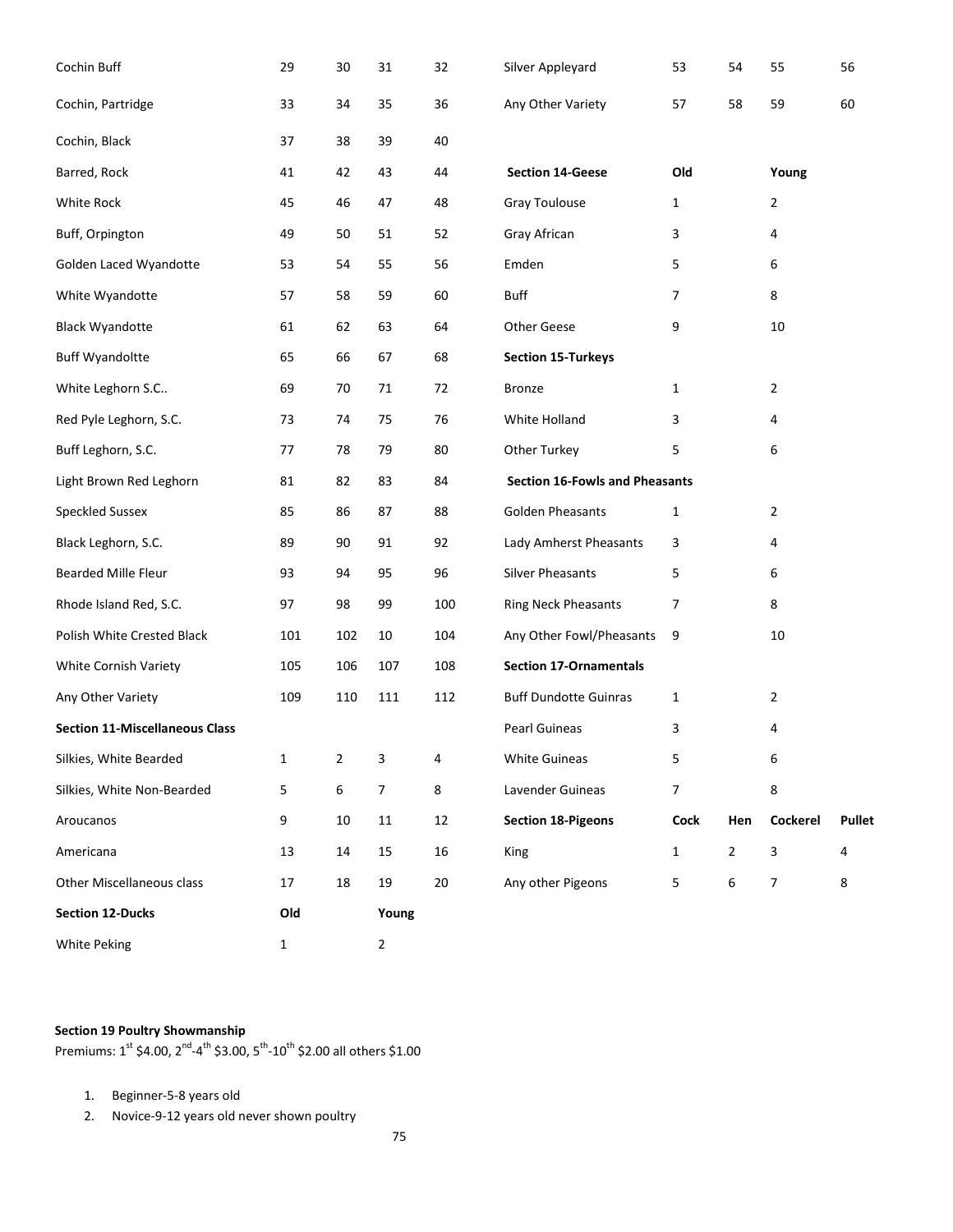| | | | | |
|---|---|---|---|---|
| Cochin Buff | 29 | 30 | 31 | 32 |
| Cochin, Partridge | 33 | 34 | 35 | 36 |
| Cochin, Black | 37 | 38 | 39 | 40 |
| Barred, Rock | 41 | 42 | 43 | 44 |
| White Rock | 45 | 46 | 47 | 48 |
| Buff, Orpington | 49 | 50 | 51 | 52 |
| Golden Laced Wyandotte | 53 | 54 | 55 | 56 |
| White Wyandotte | 57 | 58 | 59 | 60 |
| Black Wyandotte | 61 | 62 | 63 | 64 |
| Buff Wyandoltte | 65 | 66 | 67 | 68 |
| White Leghorn S.C.. | 69 | 70 | 71 | 72 |
| Red Pyle Leghorn, S.C. | 73 | 74 | 75 | 76 |
| Buff Leghorn, S.C. | 77 | 78 | 79 | 80 |
| Light Brown Red Leghorn | 81 | 82 | 83 | 84 |
| Speckled Sussex | 85 | 86 | 87 | 88 |
| Black Leghorn, S.C. | 89 | 90 | 91 | 92 |
| Bearded Mille Fleur | 93 | 94 | 95 | 96 |
| Rhode Island Red, S.C. | 97 | 98 | 99 | 100 |
| Polish White Crested Black | 101 | 102 | 10 | 104 |
| White Cornish Variety | 105 | 106 | 107 | 108 |
| Any Other Variety | 109 | 110 | 111 | 112 |
| **Section 11-Miscellaneous Class** | | | | |
| Silkies, White Bearded | 1 | 2 | 3 | 4 |
| Silkies, White Non-Bearded | 5 | 6 | 7 | 8 |
| Aroucanos | 9 | 10 | 11 | 12 |
| Americana | 13 | 14 | 15 | 16 |
| Other Miscellaneous class | 17 | 18 | 19 | 20 |
| **Section 12-Ducks** | **Old** | | **Young** | |
| White Peking | 1 | | 2 | |
| Silver Appleyard | 53 | 54 | 55 | 56 |
| Any Other Variety | 57 | 58 | 59 | 60 |

| | | | | |
|---|---|---|---|---|
| **Section 14-Geese** | **Old** | | **Young** | |
| Gray Toulouse | 1 | | 2 | |
| Gray African | 3 | | 4 | |
| Emden | 5 | | 6 | |
| Buff | 7 | | 8 | |
| Other Geese | 9 | | 10 | |
| **Section 15-Turkeys** | | | | |
| Bronze | 1 | | 2 | |
| White Holland | 3 | | 4 | |
| Other Turkey | 5 | | 6 | |
| **Section 16-Fowls and Pheasants** | | | | |
| Golden Pheasants | 1 | | 2 | |
| Lady Amherst Pheasants | 3 | | 4 | |
| Silver Pheasants | 5 | | 6 | |
| Ring Neck Pheasants | 7 | | 8 | |
| Any Other Fowl/Pheasants | 9 | | 10 | |
| **Section 17-Ornamentals** | | | | |
| Buff Dundotte Guinras | 1 | | 2 | |
| Pearl Guineas | 3 | | 4 | |
| White Guineas | 5 | | 6 | |
| Lavender Guineas | 7 | | 8 | |
| **Section 18-Pigeons** | **Cock** | **Hen** | **Cockerel** | **Pullet** |
| King | 1 | 2 | 3 | 4 |
| Any other Pigeons | 5 | 6 | 7 | 8 |

**Section 19 Poultry Showmanship**
Premiums: 1st $4.00, 2nd-4th $3.00, 5th-10th $2.00 all others $1.00

1. Beginner-5-8 years old
2. Novice-9-12 years old never shown poultry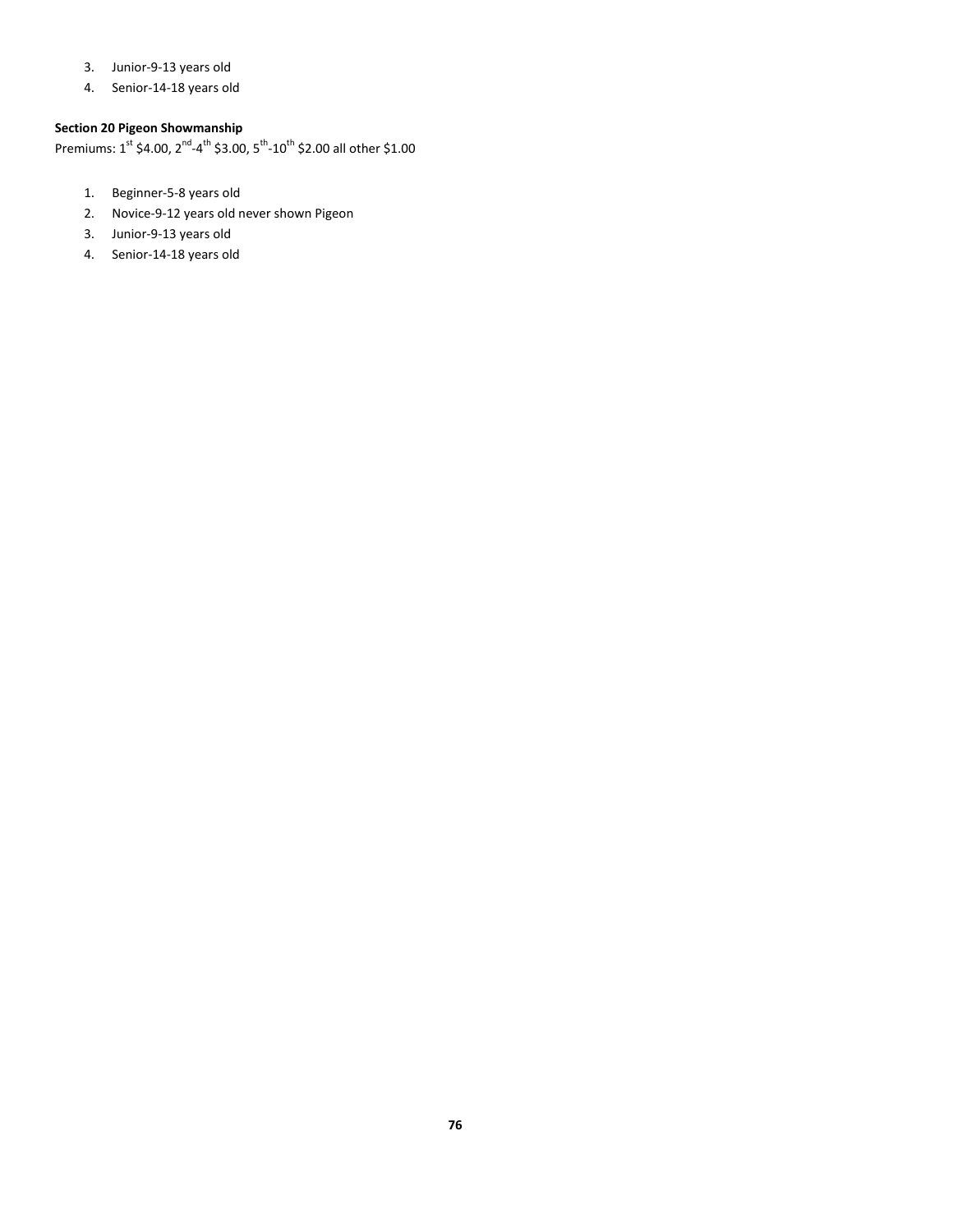3. Junior-9-13 years old
4. Senior-14-18 years old

**Section 20 Pigeon Showmanship**

Premiums: 1st $4.00, 2nd-4th $3.00, 5th-10th $2.00 all other $1.00

1. Beginner-5-8 years old
2. Novice-9-12 years old never shown Pigeon
3. Junior-9-13 years old
4. Senior-14-18 years old